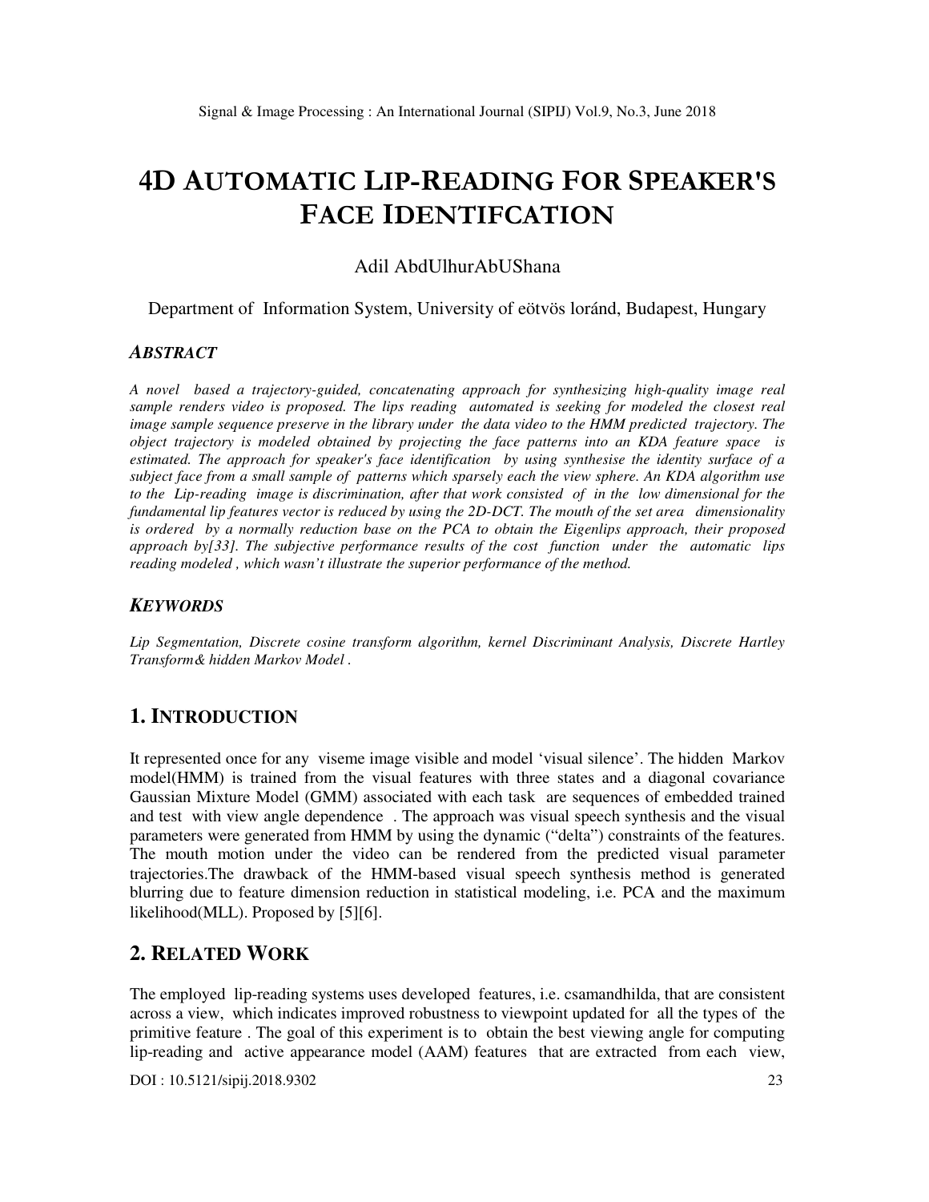# 4D AUTOMATIC LIP-READING FOR SPEAKER'S FACE IDENTIFCATION

Adil AbdUlhurAbUShana

Department of Information System, University of eötvös loránd, Budapest, Hungary

### *ABSTRACT*

*A novel based a trajectory-guided, concatenating approach for synthesizing high-quality image real sample renders video is proposed. The lips reading automated is seeking for modeled the closest real image sample sequence preserve in the library under the data video to the HMM predicted trajectory. The object trajectory is modeled obtained by projecting the face patterns into an KDA feature space is estimated. The approach for speaker's face identification by using synthesise the identity surface of a subject face from a small sample of patterns which sparsely each the view sphere. An KDA algorithm use to the Lip-reading image is discrimination, after that work consisted of in the low dimensional for the fundamental lip features vector is reduced by using the 2D-DCT. The mouth of the set area dimensionality is ordered by a normally reduction base on the PCA to obtain the Eigenlips approach, their proposed approach by[33]. The subjective performance results of the cost function under the automatic lips reading modeled , which wasn't illustrate the superior performance of the method.*

### *KEYWORDS*

*Lip Segmentation, Discrete cosine transform algorithm, kernel Discriminant Analysis, Discrete Hartley Transform& hidden Markov Model .*

## 1. INTRODUCTION

It represented once for any viseme image visible and model 'visual silence'. The hidden Markov model(HMM) is trained from the visual features with three states and a diagonal covariance Gaussian Mixture Model (GMM) associated with each task are sequences of embedded trained and test with view angle dependence . The approach was visual speech synthesis and the visual parameters were generated from HMM by using the dynamic ("delta") constraints of the features. The mouth motion under the video can be rendered from the predicted visual parameter trajectories.The drawback of the HMM-based visual speech synthesis method is generated blurring due to feature dimension reduction in statistical modeling, i.e. PCA and the maximum likelihood(MLL). Proposed by [5][6].

## 2. RELATED WORK

The employed lip-reading systems uses developed features, i.e. csamandhilda, that are consistent across a view, which indicates improved robustness to viewpoint updated for all the types of the primitive feature . The goal of this experiment is to obtain the best viewing angle for computing lip-reading and active appearance model (AAM) features that are extracted from each view,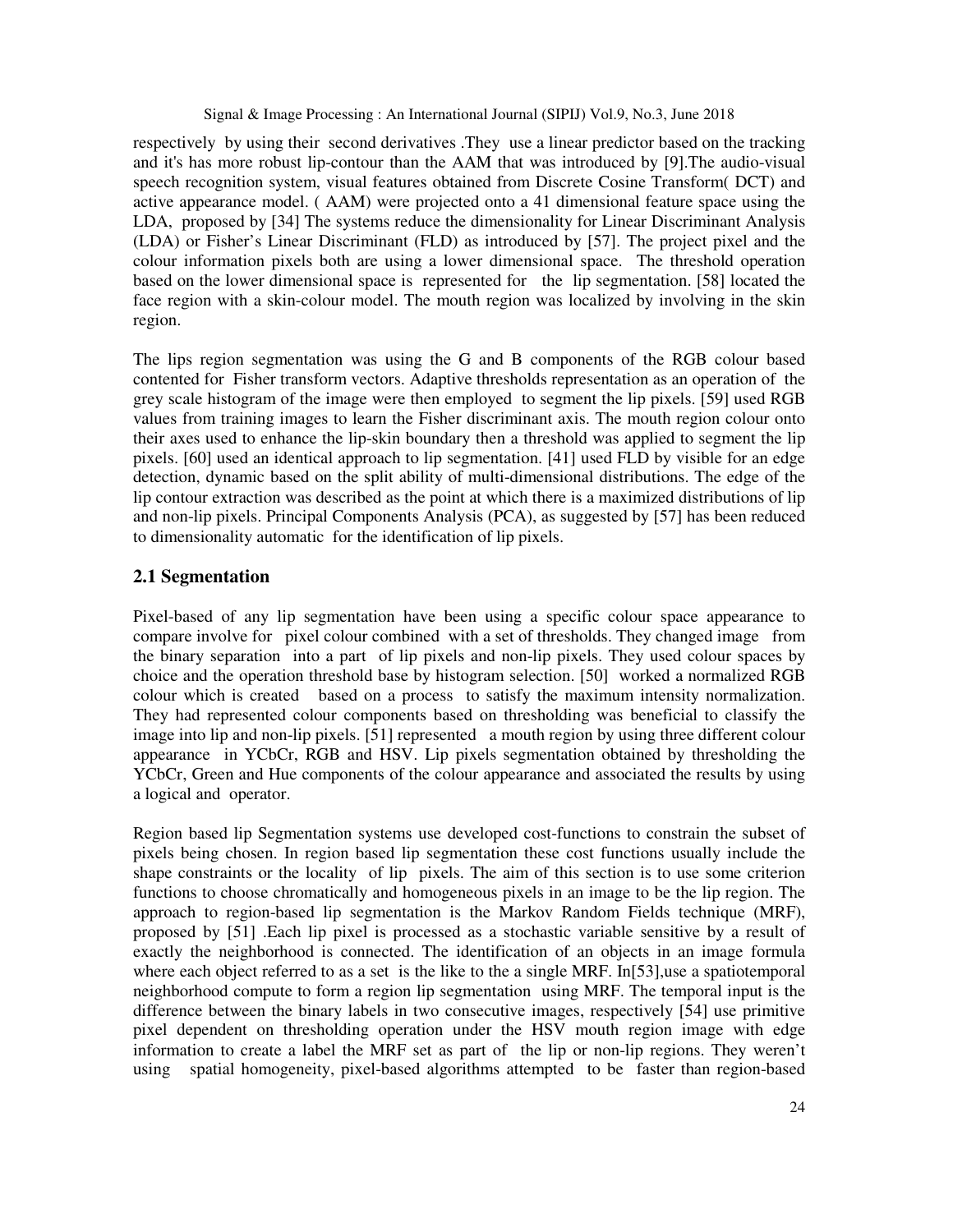respectively by using their second derivatives .They use a linear predictor based on the tracking and it's has more robust lip-contour than the AAM that was introduced by [9].The audio-visual speech recognition system, visual features obtained from Discrete Cosine Transform( DCT) and active appearance model. ( AAM) were projected onto a 41 dimensional feature space using the LDA, proposed by [34] The systems reduce the dimensionality for Linear Discriminant Analysis (LDA) or Fisher's Linear Discriminant (FLD) as introduced by [57]. The project pixel and the colour information pixels both are using a lower dimensional space. The threshold operation based on the lower dimensional space is represented for the lip segmentation. [58] located the face region with a skin-colour model. The mouth region was localized by involving in the skin region.

The lips region segmentation was using the G and B components of the RGB colour based contented for Fisher transform vectors. Adaptive thresholds representation as an operation of the grey scale histogram of the image were then employed to segment the lip pixels. [59] used RGB values from training images to learn the Fisher discriminant axis. The mouth region colour onto their axes used to enhance the lip-skin boundary then a threshold was applied to segment the lip pixels. [60] used an identical approach to lip segmentation. [41] used FLD by visible for an edge detection, dynamic based on the split ability of multi-dimensional distributions. The edge of the lip contour extraction was described as the point at which there is a maximized distributions of lip and non-lip pixels. Principal Components Analysis (PCA), as suggested by [57] has been reduced to dimensionality automatic for the identification of lip pixels.

## 2.1 Segmentation

Pixel-based of any lip segmentation have been using a specific colour space appearance to compare involve for pixel colour combined with a set of thresholds. They changed image from the binary separation into a part of lip pixels and non-lip pixels. They used colour spaces by choice and the operation threshold base by histogram selection. [50] worked a normalized RGB colour which is created based on a process to satisfy the maximum intensity normalization. They had represented colour components based on thresholding was beneficial to classify the image into lip and non-lip pixels. [51] represented a mouth region by using three different colour appearance in YCbCr, RGB and HSV. Lip pixels segmentation obtained by thresholding the YCbCr, Green and Hue components of the colour appearance and associated the results by using a logical and operator.

Region based lip Segmentation systems use developed cost-functions to constrain the subset of pixels being chosen. In region based lip segmentation these cost functions usually include the shape constraints or the locality of lip pixels. The aim of this section is to use some criterion functions to choose chromatically and homogeneous pixels in an image to be the lip region. The approach to region-based lip segmentation is the Markov Random Fields technique (MRF), proposed by [51] .Each lip pixel is processed as a stochastic variable sensitive by a result of exactly the neighborhood is connected. The identification of an objects in an image formula where each object referred to as a set is the like to the a single MRF. In[53],use a spatiotemporal neighborhood compute to form a region lip segmentation using MRF. The temporal input is the difference between the binary labels in two consecutive images, respectively [54] use primitive pixel dependent on thresholding operation under the HSV mouth region image with edge information to create a label the MRF set as part of the lip or non-lip regions. They weren't using spatial homogeneity, pixel-based algorithms attempted to be faster than region-based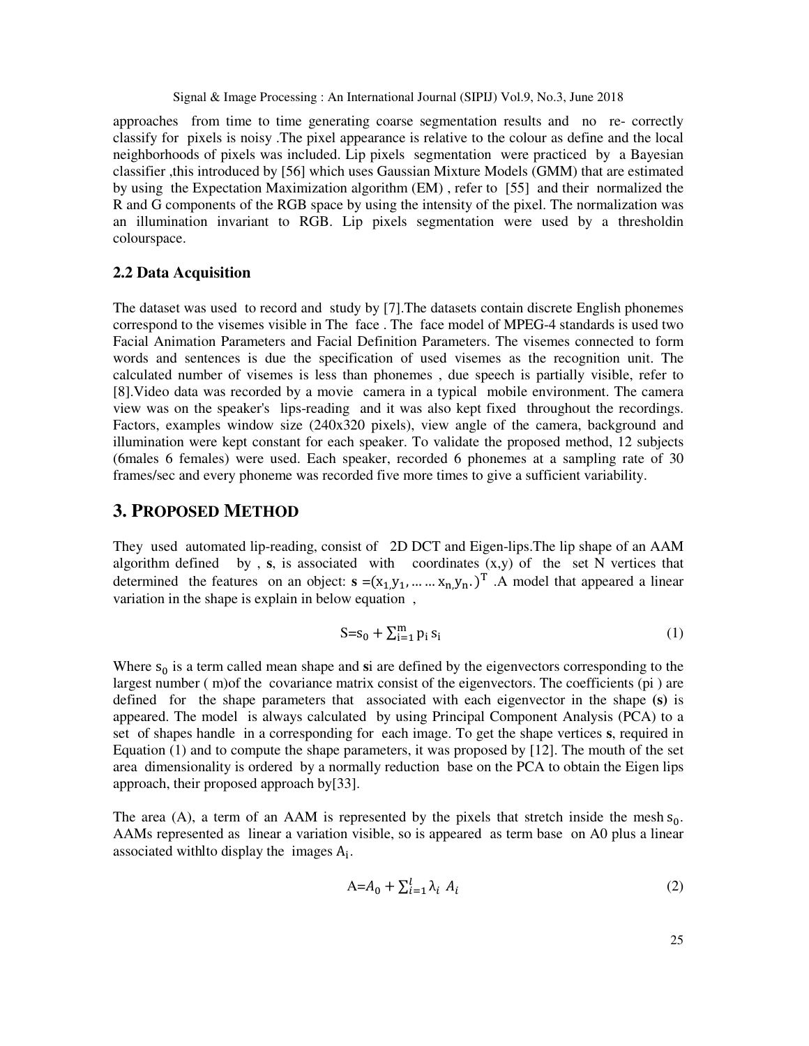approaches from time to time generating coarse segmentation results and no re- correctly classify for pixels is noisy .The pixel appearance is relative to the colour as define and the local neighborhoods of pixels was included. Lip pixels segmentation were practiced by a Bayesian classifier ,this introduced by [56] which uses Gaussian Mixture Models (GMM) that are estimated by using the Expectation Maximization algorithm (EM) , refer to [55] and their normalized the R and G components of the RGB space by using the intensity of the pixel. The normalization was an illumination invariant to RGB. Lip pixels segmentation were used by a thresholdin colourspace.

## 2.2 Data Acquisition

The dataset was used to record and study by [7].The datasets contain discrete English phonemes correspond to the visemes visible in The face . The face model of MPEG-4 standards is used two Facial Animation Parameters and Facial Definition Parameters. The visemes connected to form words and sentences is due the specification of used visemes as the recognition unit. The calculated number of visemes is less than phonemes , due speech is partially visible, refer to [8].Video data was recorded by a movie camera in a typical mobile environment. The camera view was on the speaker's lips-reading and it was also kept fixed throughout the recordings. Factors, examples window size (240x320 pixels), view angle of the camera, background and illumination were kept constant for each speaker. To validate the proposed method, 12 subjects (6males 6 females) were used. Each speaker, recorded 6 phonemes at a sampling rate of 30 frames/sec and every phoneme was recorded five more times to give a sufficient variability.

# 3. Proposed Method

They used automated lip-reading, consist of 2D DCT and Eigen-lips.The lip shape of an AAM algorithm defined by , **s**, is associated with coordinates (x,y) of the set N vertices that determined the features on an object: **s** $=(x_1, y_1, \ldots\ldots x_n, y_n.)^T$ .A model that appeared a linear variation in the shape is explain in below equation ,

$$S = s_0 + \sum_{i=1}^{m} p_i \, s_i \tag{1}$$

Where $s_0$ is a term called mean shape and **s**i are defined by the eigenvectors corresponding to the largest number ( m)of the covariance matrix consist of the eigenvectors. The coefficients (pi ) are defined for the shape parameters that associated with each eigenvector in the shape **(s)** is appeared. The model is always calculated by using Principal Component Analysis (PCA) to a set of shapes handle in a corresponding for each image. To get the shape vertices **s**, required in Equation (1) and to compute the shape parameters, it was proposed by [12]. The mouth of the set area dimensionality is ordered by a normally reduction base on the PCA to obtain the Eigen lips approach, their proposed approach by[33].

The area (A), a term of an AAM is represented by the pixels that stretch inside the mesh $s_0$. AAMs represented as linear a variation visible, so is appeared as term base on A0 plus a linear associated withlto display the images $A_i$.

$$A = A_0 + \sum_{i=1}^{l} \lambda_i \; A_i \tag{2}$$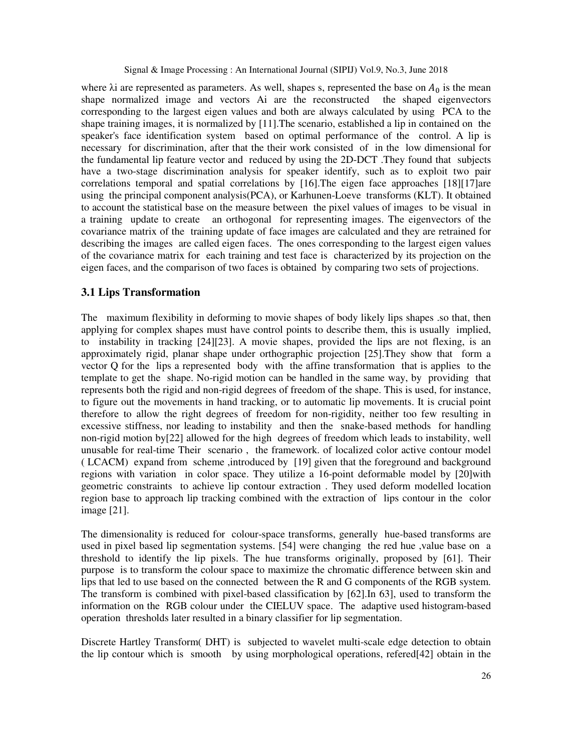where λi are represented as parameters. As well, shapes s, represented the base on $A_0$ is the mean shape normalized image and vectors Ai are the reconstructed the shaped eigenvectors corresponding to the largest eigen values and both are always calculated by using PCA to the shape training images, it is normalized by [11].The scenario, established a lip in contained on the speaker's face identification system based on optimal performance of the control. A lip is necessary for discrimination, after that the their work consisted of in the low dimensional for the fundamental lip feature vector and reduced by using the 2D-DCT .They found that subjects have a two-stage discrimination analysis for speaker identify, such as to exploit two pair correlations temporal and spatial correlations by [16].The eigen face approaches [18][17]are using the principal component analysis(PCA), or Karhunen-Loeve transforms (KLT). It obtained to account the statistical base on the measure between the pixel values of images to be visual in a training update to create an orthogonal for representing images. The eigenvectors of the covariance matrix of the training update of face images are calculated and they are retrained for describing the images are called eigen faces. The ones corresponding to the largest eigen values of the covariance matrix for each training and test face is characterized by its projection on the eigen faces, and the comparison of two faces is obtained by comparing two sets of projections.

## 3.1 Lips Transformation

The maximum flexibility in deforming to movie shapes of body likely lips shapes .so that, then applying for complex shapes must have control points to describe them, this is usually implied, to instability in tracking [24][23]. A movie shapes, provided the lips are not flexing, is an approximately rigid, planar shape under orthographic projection [25].They show that form a vector Q for the lips a represented body with the affine transformation that is applies to the template to get the shape. No-rigid motion can be handled in the same way, by providing that represents both the rigid and non-rigid degrees of freedom of the shape. This is used, for instance, to figure out the movements in hand tracking, or to automatic lip movements. It is crucial point therefore to allow the right degrees of freedom for non-rigidity, neither too few resulting in excessive stiffness, nor leading to instability and then the snake-based methods for handling non-rigid motion by[22] allowed for the high degrees of freedom which leads to instability, well unusable for real-time Their scenario , the framework. of localized color active contour model ( LCACM) expand from scheme ,introduced by [19] given that the foreground and background regions with variation in color space. They utilize a 16-point deformable model by [20]with geometric constraints to achieve lip contour extraction . They used deform modelled location region base to approach lip tracking combined with the extraction of lips contour in the color image [21].

The dimensionality is reduced for colour-space transforms, generally hue-based transforms are used in pixel based lip segmentation systems. [54] were changing the red hue ,value base on a threshold to identify the lip pixels. The hue transforms originally, proposed by [61]. Their purpose is to transform the colour space to maximize the chromatic difference between skin and lips that led to use based on the connected between the R and G components of the RGB system. The transform is combined with pixel-based classification by [62].In 63], used to transform the information on the RGB colour under the CIELUV space. The adaptive used histogram-based operation thresholds later resulted in a binary classifier for lip segmentation.

Discrete Hartley Transform( DHT) is subjected to wavelet multi-scale edge detection to obtain the lip contour which is smooth by using morphological operations, refered[42] obtain in the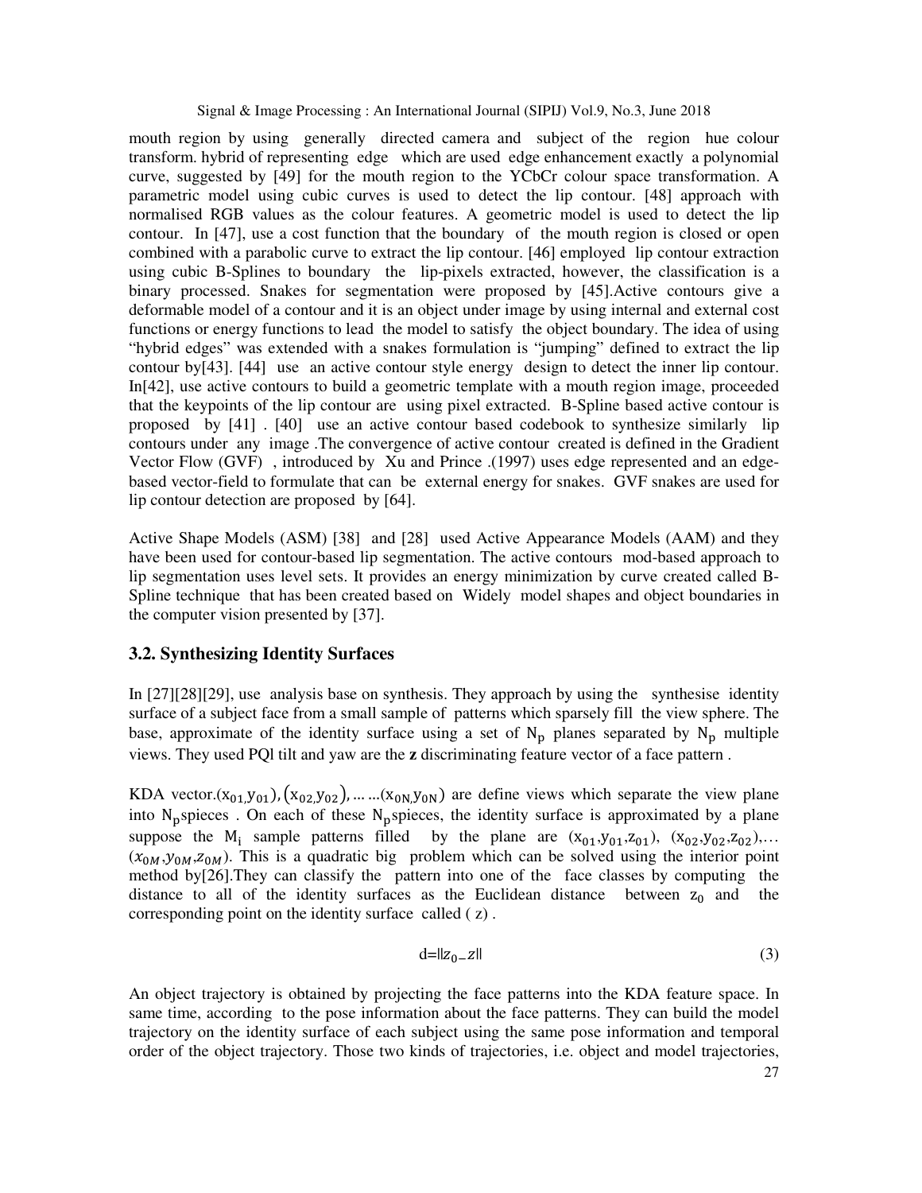mouth region by using generally directed camera and subject of the region hue colour transform. hybrid of representing edge which are used edge enhancement exactly a polynomial curve, suggested by [49] for the mouth region to the YCbCr colour space transformation. A parametric model using cubic curves is used to detect the lip contour. [48] approach with normalised RGB values as the colour features. A geometric model is used to detect the lip contour. In [47], use a cost function that the boundary of the mouth region is closed or open combined with a parabolic curve to extract the lip contour. [46] employed lip contour extraction using cubic B-Splines to boundary the lip-pixels extracted, however, the classification is a binary processed. Snakes for segmentation were proposed by [45].Active contours give a deformable model of a contour and it is an object under image by using internal and external cost functions or energy functions to lead the model to satisfy the object boundary. The idea of using "hybrid edges" was extended with a snakes formulation is "jumping" defined to extract the lip contour by[43]. [44] use an active contour style energy design to detect the inner lip contour. In[42], use active contours to build a geometric template with a mouth region image, proceeded that the keypoints of the lip contour are using pixel extracted. B-Spline based active contour is proposed by [41] . [40] use an active contour based codebook to synthesize similarly lip contours under any image .The convergence of active contour created is defined in the Gradient Vector Flow (GVF) , introduced by Xu and Prince .(1997) uses edge represented and an edge-based vector-field to formulate that can be external energy for snakes. GVF snakes are used for lip contour detection are proposed by [64].

Active Shape Models (ASM) [38] and [28] used Active Appearance Models (AAM) and they have been used for contour-based lip segmentation. The active contours mod-based approach to lip segmentation uses level sets. It provides an energy minimization by curve created called B-Spline technique that has been created based on Widely model shapes and object boundaries in the computer vision presented by [37].

### 3.2. Synthesizing Identity Surfaces

In [27][28][29], use analysis base on synthesis. They approach by using the synthesise identity surface of a subject face from a small sample of patterns which sparsely fill the view sphere. The base, approximate of the identity surface using a set of $N_p$ planes separated by $N_p$ multiple views. They used PQl tilt and yaw are the **z** discriminating feature vector of a face pattern .

KDA vector.$(x_{01},y_{01}),(x_{02},y_{02}),\ldots\ldots(x_{0N},y_{0N})$ are define views which separate the view plane into $N_p$spieces . On each of these $N_p$spieces, the identity surface is approximated by a plane suppose the $M_i$ sample patterns filled by the plane are $(x_{01},y_{01},z_{01})$, $(x_{02},y_{02},z_{02})$,… $(x_{0M},y_{0M},z_{0M})$. This is a quadratic big problem which can be solved using the interior point method by[26].They can classify the pattern into one of the face classes by computing the distance to all of the identity surfaces as the Euclidean distance between $z_0$ and the corresponding point on the identity surface called ( z) .

$$d=\|z_0 - z\| \tag{3}$$

An object trajectory is obtained by projecting the face patterns into the KDA feature space. In same time, according to the pose information about the face patterns. They can build the model trajectory on the identity surface of each subject using the same pose information and temporal order of the object trajectory. Those two kinds of trajectories, i.e. object and model trajectories,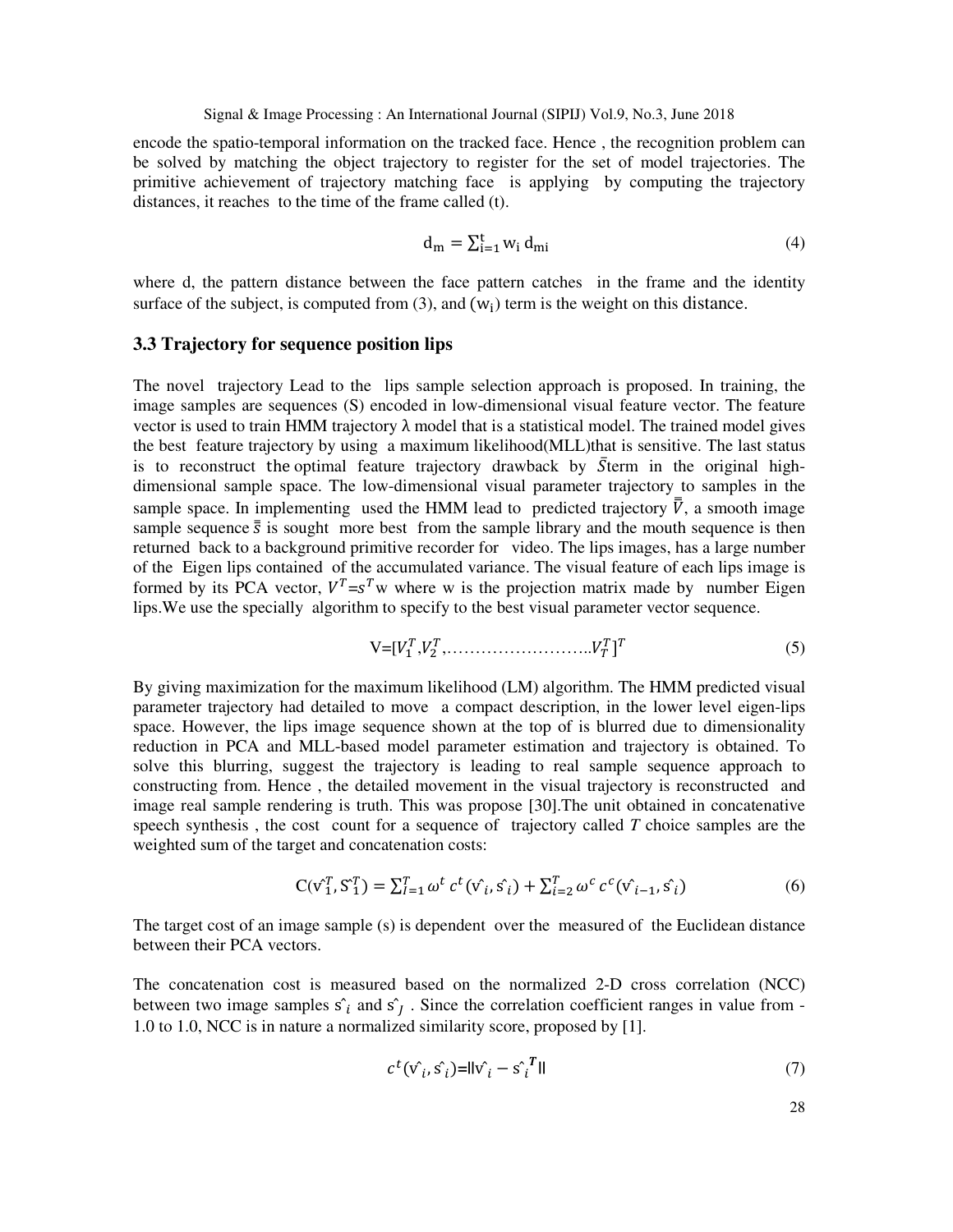encode the spatio-temporal information on the tracked face. Hence , the recognition problem can be solved by matching the object trajectory to register for the set of model trajectories. The primitive achievement of trajectory matching face is applying by computing the trajectory distances, it reaches to the time of the frame called (t).

$$\mathrm{d_m} = \sum_{\mathrm{i=1}}^{\mathrm{t}} \mathrm{w_i}\, \mathrm{d_{mi}} \tag{4}$$

where d, the pattern distance between the face pattern catches in the frame and the identity surface of the subject, is computed from (3), and ($\mathrm{w_i}$) term is the weight on this distance.

### 3.3 Trajectory for sequence position lips

The novel trajectory Lead to the lips sample selection approach is proposed. In training, the image samples are sequences (S) encoded in low-dimensional visual feature vector. The feature vector is used to train HMM trajectory λ model that is a statistical model. The trained model gives the best feature trajectory by using a maximum likelihood(MLL)that is sensitive. The last status is to reconstruct the optimal feature trajectory drawback by $\bar{S}$term in the original high-dimensional sample space. The low-dimensional visual parameter trajectory to samples in the sample space. In implementing used the HMM lead to predicted trajectory $\bar{\bar{V}}$, a smooth image sample sequence $\bar{\bar{s}}$ is sought more best from the sample library and the mouth sequence is then returned back to a background primitive recorder for video. The lips images, has a large number of the Eigen lips contained of the accumulated variance. The visual feature of each lips image is formed by its PCA vector, $V^T$=$s^T$w where w is the projection matrix made by number Eigen lips.We use the specially algorithm to specify to the best visual parameter vector sequence.

$$\mathrm{V}=[V_1^T, V_2^T, \ldots\ldots\ldots\ldots\ldots\ldots\ldots\ldots.. V_T^T]^T \tag{5}$$

By giving maximization for the maximum likelihood (LM) algorithm. The HMM predicted visual parameter trajectory had detailed to move a compact description, in the lower level eigen-lips space. However, the lips image sequence shown at the top of is blurred due to dimensionality reduction in PCA and MLL-based model parameter estimation and trajectory is obtained. To solve this blurring, suggest the trajectory is leading to real sample sequence approach to constructing from. Hence , the detailed movement in the visual trajectory is reconstructed and image real sample rendering is truth. This was propose [30].The unit obtained in concatenative speech synthesis , the cost count for a sequence of trajectory called *T* choice samples are the weighted sum of the target and concatenation costs:

$$\mathrm{C}(\hat{\mathrm{v}}_1^T, \hat{\mathrm{S}}_1^T) = \sum_{I=1}^{T} \omega^t\, c^t(\hat{\mathrm{v}}_i, \hat{\mathrm{s}}_i) + \sum_{i=2}^{T} \omega^c\, c^c(\hat{\mathrm{v}}_{i-1}, \hat{\mathrm{s}}_i) \tag{6}$$

The target cost of an image sample (s) is dependent over the measured of the Euclidean distance between their PCA vectors.

The concatenation cost is measured based on the normalized 2-D cross correlation (NCC) between two image samples $\hat{\mathrm{s}}_i$ and $\hat{\mathrm{s}}_J$ . Since the correlation coefficient ranges in value from -1.0 to 1.0, NCC is in nature a normalized similarity score, proposed by [1].

$$c^t(\hat{\mathrm{v}}_i, \hat{\mathrm{s}}_i) = \|\hat{\mathrm{v}}_i - \hat{\mathrm{s}}_i^{\boldsymbol{T}}\| \tag{7}$$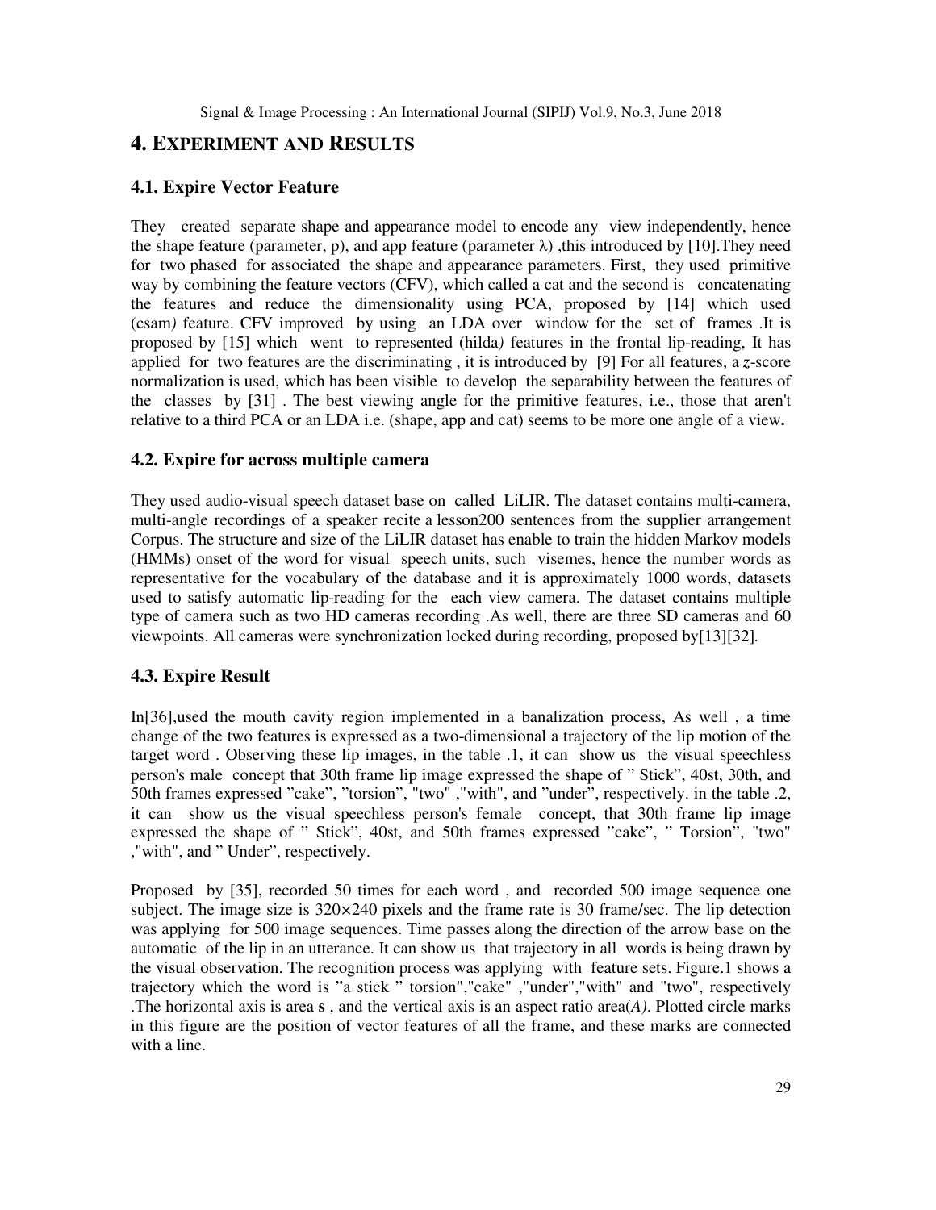## 4. EXPERIMENT AND RESULTS

### 4.1. Expire Vector Feature

They created separate shape and appearance model to encode any view independently, hence the shape feature (parameter, p), and app feature (parameter λ) ,this introduced by [10].They need for two phased for associated the shape and appearance parameters. First, they used primitive way by combining the feature vectors (CFV), which called a cat and the second is concatenating the features and reduce the dimensionality using PCA, proposed by [14] which used (csam*)* feature. CFV improved by using an LDA over window for the set of frames .It is proposed by [15] which went to represented (hilda*)* features in the frontal lip-reading, It has applied for two features are the discriminating , it is introduced by [9] For all features, a *z*-score normalization is used, which has been visible to develop the separability between the features of the classes by [31] . The best viewing angle for the primitive features, i.e., those that aren't relative to a third PCA or an LDA i.e. (shape, app and cat) seems to be more one angle of a view**.**

### 4.2. Expire for across multiple camera

They used audio-visual speech dataset base on called LiLIR. The dataset contains multi-camera, multi-angle recordings of a speaker recite a lesson200 sentences from the supplier arrangement Corpus. The structure and size of the LiLIR dataset has enable to train the hidden Markov models (HMMs) onset of the word for visual speech units, such visemes, hence the number words as representative for the vocabulary of the database and it is approximately 1000 words, datasets used to satisfy automatic lip-reading for the each view camera. The dataset contains multiple type of camera such as two HD cameras recording .As well, there are three SD cameras and 60 viewpoints. All cameras were synchronization locked during recording, proposed by[13][32].

### 4.3. Expire Result

In[36],used the mouth cavity region implemented in a banalization process, As well , a time change of the two features is expressed as a two-dimensional a trajectory of the lip motion of the target word . Observing these lip images, in the table .1, it can show us the visual speechless person's male concept that 30th frame lip image expressed the shape of " Stick", 40st, 30th, and 50th frames expressed "cake", "torsion", "two" ,"with", and "under", respectively. in the table .2, it can show us the visual speechless person's female concept, that 30th frame lip image expressed the shape of " Stick", 40st, and 50th frames expressed "cake", " Torsion", "two" ,"with", and " Under", respectively.

Proposed by [35], recorded 50 times for each word , and recorded 500 image sequence one subject. The image size is 320×240 pixels and the frame rate is 30 frame/sec. The lip detection was applying for 500 image sequences. Time passes along the direction of the arrow base on the automatic of the lip in an utterance. It can show us that trajectory in all words is being drawn by the visual observation. The recognition process was applying with feature sets. Figure.1 shows a trajectory which the word is "a stick " torsion","cake" ,"under","with" and "two", respectively .The horizontal axis is area **s** , and the vertical axis is an aspect ratio area(*A)*. Plotted circle marks in this figure are the position of vector features of all the frame, and these marks are connected with a line.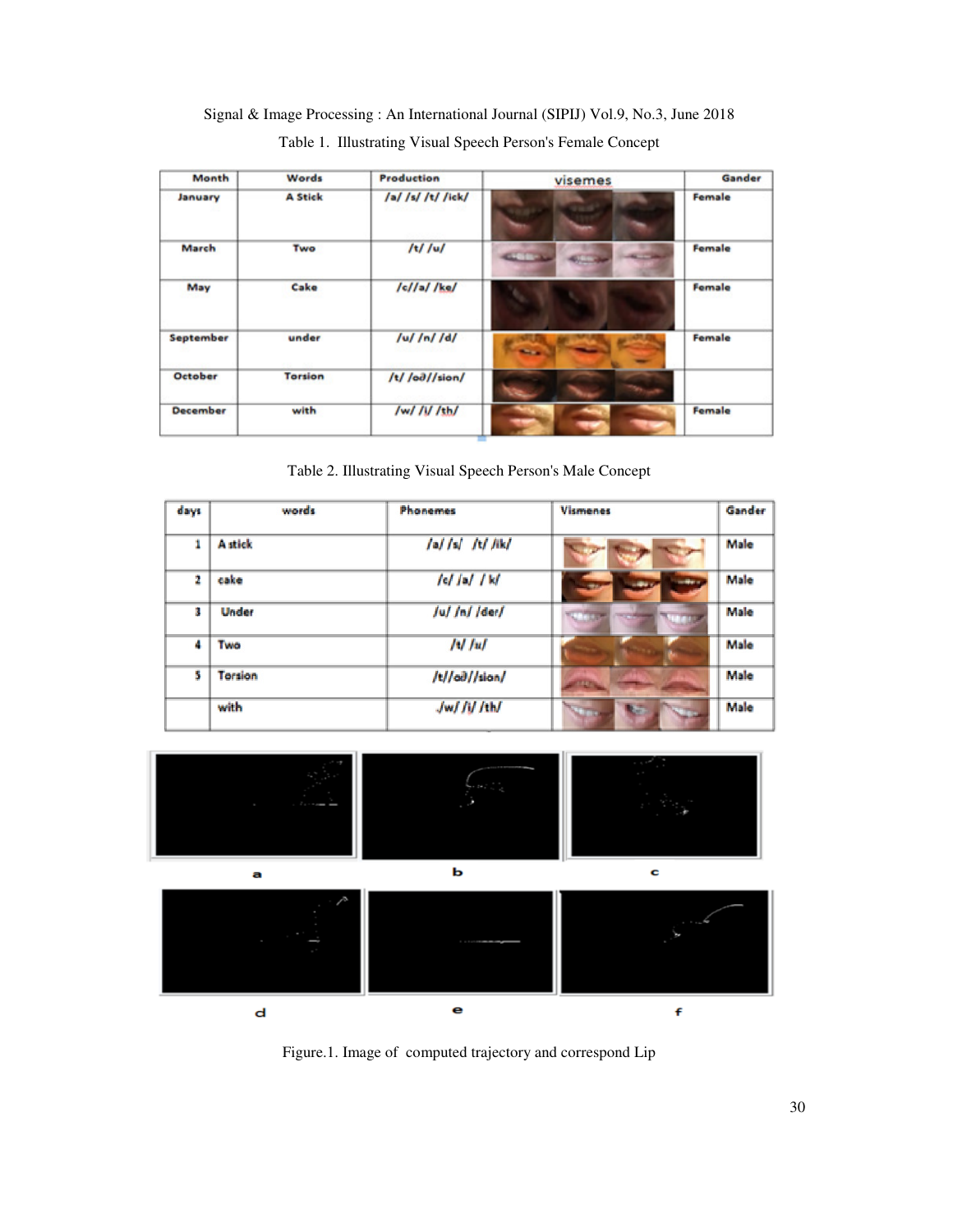Table 1. Illustrating Visual Speech Person's Female Concept

| Month | Words | Production | visemes | Gander |
|---|---|---|---|---|
| January | A Stick | /a/ /s/ /t/ /ick/ | | Female |
| March | Two | /t/ /u/ | | Female |
| May | Cake | /c//a/ /ke/ | | Female |
| September | under | /u/ /n/ /d/ | | Female |
| October | Torsion | /t/ /oə//sion/ | | |
| December | with | /w/ /i/ /th/ | | Female |

Table 2. Illustrating Visual Speech Person's Male Concept

| days | words | Phonemes | Vismenes | Gander |
|---|---|---|---|---|
| 1 | A stick | /a/ /s/ /t/ /ik/ | | Male |
| 2 | cake | /c/ /a/ / k/ | | Male |
| 3 | Under | /u/ /n/ /der/ | | Male |
| 4 | Two | /t/ /u/ | | Male |
| 5 | Torsion | /t//oə//sion/ | | Male |
| | with | /w/ /i/ /th/ | | Male |

a b c

d e f

Figure.1. Image of computed trajectory and correspond Lip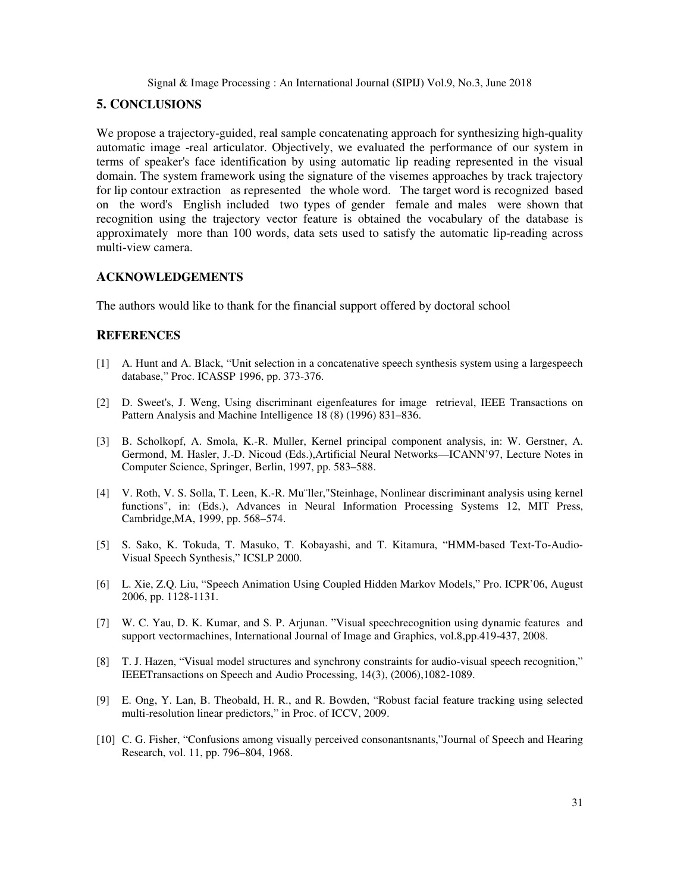## 5. CONCLUSIONS

We propose a trajectory-guided, real sample concatenating approach for synthesizing high-quality automatic image -real articulator. Objectively, we evaluated the performance of our system in terms of speaker's face identification by using automatic lip reading represented in the visual domain. The system framework using the signature of the visemes approaches by track trajectory for lip contour extraction as represented the whole word. The target word is recognized based on the word's English included two types of gender female and males were shown that recognition using the trajectory vector feature is obtained the vocabulary of the database is approximately more than 100 words, data sets used to satisfy the automatic lip-reading across multi-view camera.

## ACKNOWLEDGEMENTS

The authors would like to thank for the financial support offered by doctoral school

## REFERENCES

[1] A. Hunt and A. Black, "Unit selection in a concatenative speech synthesis system using a largespeech database," Proc. ICASSP 1996, pp. 373-376.

[2] D. Sweet's, J. Weng, Using discriminant eigenfeatures for image retrieval, IEEE Transactions on Pattern Analysis and Machine Intelligence 18 (8) (1996) 831–836.

[3] B. Scholkopf, A. Smola, K.-R. Muller, Kernel principal component analysis, in: W. Gerstner, A. Germond, M. Hasler, J.-D. Nicoud (Eds.),Artificial Neural Networks—ICANN'97, Lecture Notes in Computer Science, Springer, Berlin, 1997, pp. 583–588.

[4] V. Roth, V. S. Solla, T. Leen, K.-R. Mu¨ller,"Steinhage, Nonlinear discriminant analysis using kernel functions", in: (Eds.), Advances in Neural Information Processing Systems 12, MIT Press, Cambridge,MA, 1999, pp. 568–574.

[5] S. Sako, K. Tokuda, T. Masuko, T. Kobayashi, and T. Kitamura, "HMM-based Text-To-Audio-Visual Speech Synthesis," ICSLP 2000.

[6] L. Xie, Z.Q. Liu, "Speech Animation Using Coupled Hidden Markov Models," Pro. ICPR'06, August 2006, pp. 1128-1131.

[7] W. C. Yau, D. K. Kumar, and S. P. Arjunan. "Visual speechrecognition using dynamic features and support vectormachines, International Journal of Image and Graphics, vol.8,pp.419-437, 2008.

[8] T. J. Hazen, "Visual model structures and synchrony constraints for audio-visual speech recognition," IEEETransactions on Speech and Audio Processing, 14(3), (2006),1082-1089.

[9] E. Ong, Y. Lan, B. Theobald, H. R., and R. Bowden, "Robust facial feature tracking using selected multi-resolution linear predictors," in Proc. of ICCV, 2009.

[10] C. G. Fisher, "Confusions among visually perceived consonantsnants,"Journal of Speech and Hearing Research, vol. 11, pp. 796–804, 1968.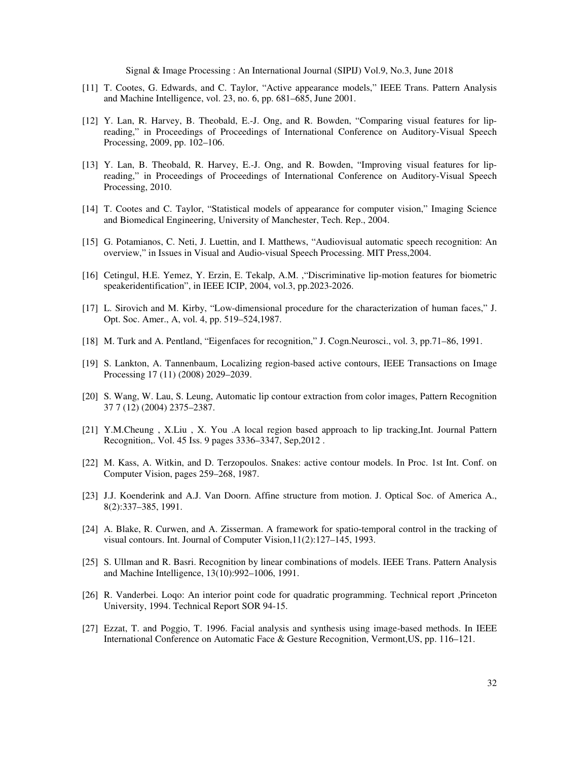[11] T. Cootes, G. Edwards, and C. Taylor, “Active appearance models,” IEEE Trans. Pattern Analysis and Machine Intelligence, vol. 23, no. 6, pp. 681–685, June 2001.

[12] Y. Lan, R. Harvey, B. Theobald, E.-J. Ong, and R. Bowden, “Comparing visual features for lip-reading,” in Proceedings of Proceedings of International Conference on Auditory-Visual Speech Processing, 2009, pp. 102–106.

[13] Y. Lan, B. Theobald, R. Harvey, E.-J. Ong, and R. Bowden, “Improving visual features for lip-reading,” in Proceedings of Proceedings of International Conference on Auditory-Visual Speech Processing, 2010.

[14] T. Cootes and C. Taylor, “Statistical models of appearance for computer vision,” Imaging Science and Biomedical Engineering, University of Manchester, Tech. Rep., 2004.

[15] G. Potamianos, C. Neti, J. Luettin, and I. Matthews, “Audiovisual automatic speech recognition: An overview,” in Issues in Visual and Audio-visual Speech Processing. MIT Press,2004.

[16] Cetingul, H.E. Yemez, Y. Erzin, E. Tekalp, A.M. ,“Discriminative lip-motion features for biometric speakeridentification”, in IEEE ICIP, 2004, vol.3, pp.2023-2026.

[17] L. Sirovich and M. Kirby, “Low-dimensional procedure for the characterization of human faces,” J. Opt. Soc. Amer., A, vol. 4, pp. 519–524,1987.

[18] M. Turk and A. Pentland, “Eigenfaces for recognition,” J. Cogn.Neurosci., vol. 3, pp.71–86, 1991.

[19] S. Lankton, A. Tannenbaum, Localizing region-based active contours, IEEE Transactions on Image Processing 17 (11) (2008) 2029–2039.

[20] S. Wang, W. Lau, S. Leung, Automatic lip contour extraction from color images, Pattern Recognition 37 7 (12) (2004) 2375–2387.

[21] Y.M.Cheung , X.Liu , X. You .A local region based approach to lip tracking,Int. Journal Pattern Recognition,. Vol. 45 Iss. 9 pages 3336–3347, Sep,2012 .

[22] M. Kass, A. Witkin, and D. Terzopoulos. Snakes: active contour models. In Proc. 1st Int. Conf. on Computer Vision, pages 259–268, 1987.

[23] J.J. Koenderink and A.J. Van Doorn. Affine structure from motion. J. Optical Soc. of America A., 8(2):337–385, 1991.

[24] A. Blake, R. Curwen, and A. Zisserman. A framework for spatio-temporal control in the tracking of visual contours. Int. Journal of Computer Vision,11(2):127–145, 1993.

[25] S. Ullman and R. Basri. Recognition by linear combinations of models. IEEE Trans. Pattern Analysis and Machine Intelligence, 13(10):992–1006, 1991.

[26] R. Vanderbei. Loqo: An interior point code for quadratic programming. Technical report ,Princeton University, 1994. Technical Report SOR 94-15.

[27] Ezzat, T. and Poggio, T. 1996. Facial analysis and synthesis using image-based methods. In IEEE International Conference on Automatic Face & Gesture Recognition, Vermont,US, pp. 116–121.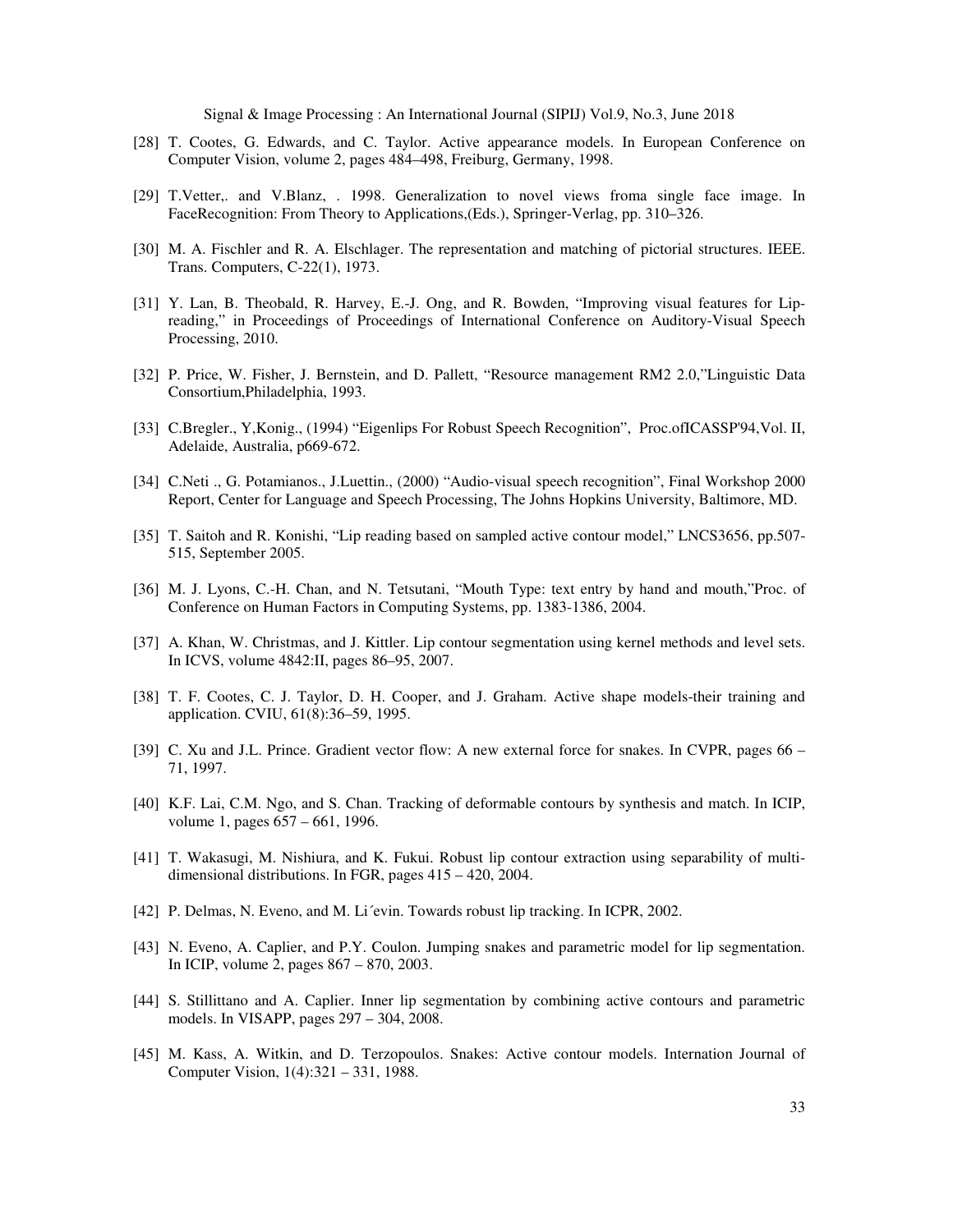[28] T. Cootes, G. Edwards, and C. Taylor. Active appearance models. In European Conference on Computer Vision, volume 2, pages 484–498, Freiburg, Germany, 1998.

[29] T.Vetter,. and V.Blanz, . 1998. Generalization to novel views froma single face image. In FaceRecognition: From Theory to Applications,(Eds.), Springer-Verlag, pp. 310–326.

[30] M. A. Fischler and R. A. Elschlager. The representation and matching of pictorial structures. IEEE. Trans. Computers, C-22(1), 1973.

[31] Y. Lan, B. Theobald, R. Harvey, E.-J. Ong, and R. Bowden, "Improving visual features for Lip-reading," in Proceedings of Proceedings of International Conference on Auditory-Visual Speech Processing, 2010.

[32] P. Price, W. Fisher, J. Bernstein, and D. Pallett, "Resource management RM2 2.0,"Linguistic Data Consortium,Philadelphia, 1993.

[33] C.Bregler., Y,Konig., (1994) "Eigenlips For Robust Speech Recognition", Proc.ofICASSP'94,Vol. II, Adelaide, Australia, p669-672.

[34] C.Neti ., G. Potamianos., J.Luettin., (2000) "Audio-visual speech recognition", Final Workshop 2000 Report, Center for Language and Speech Processing, The Johns Hopkins University, Baltimore, MD.

[35] T. Saitoh and R. Konishi, "Lip reading based on sampled active contour model," LNCS3656, pp.507-515, September 2005.

[36] M. J. Lyons, C.-H. Chan, and N. Tetsutani, "Mouth Type: text entry by hand and mouth,"Proc. of Conference on Human Factors in Computing Systems, pp. 1383-1386, 2004.

[37] A. Khan, W. Christmas, and J. Kittler. Lip contour segmentation using kernel methods and level sets. In ICVS, volume 4842:II, pages 86–95, 2007.

[38] T. F. Cootes, C. J. Taylor, D. H. Cooper, and J. Graham. Active shape models-their training and application. CVIU, 61(8):36–59, 1995.

[39] C. Xu and J.L. Prince. Gradient vector flow: A new external force for snakes. In CVPR, pages 66 – 71, 1997.

[40] K.F. Lai, C.M. Ngo, and S. Chan. Tracking of deformable contours by synthesis and match. In ICIP, volume 1, pages 657 – 661, 1996.

[41] T. Wakasugi, M. Nishiura, and K. Fukui. Robust lip contour extraction using separability of multi-dimensional distributions. In FGR, pages 415 – 420, 2004.

[42] P. Delmas, N. Eveno, and M. Li´evin. Towards robust lip tracking. In ICPR, 2002.

[43] N. Eveno, A. Caplier, and P.Y. Coulon. Jumping snakes and parametric model for lip segmentation. In ICIP, volume 2, pages 867 – 870, 2003.

[44] S. Stillittano and A. Caplier. Inner lip segmentation by combining active contours and parametric models. In VISAPP, pages 297 – 304, 2008.

[45] M. Kass, A. Witkin, and D. Terzopoulos. Snakes: Active contour models. Internation Journal of Computer Vision, 1(4):321 – 331, 1988.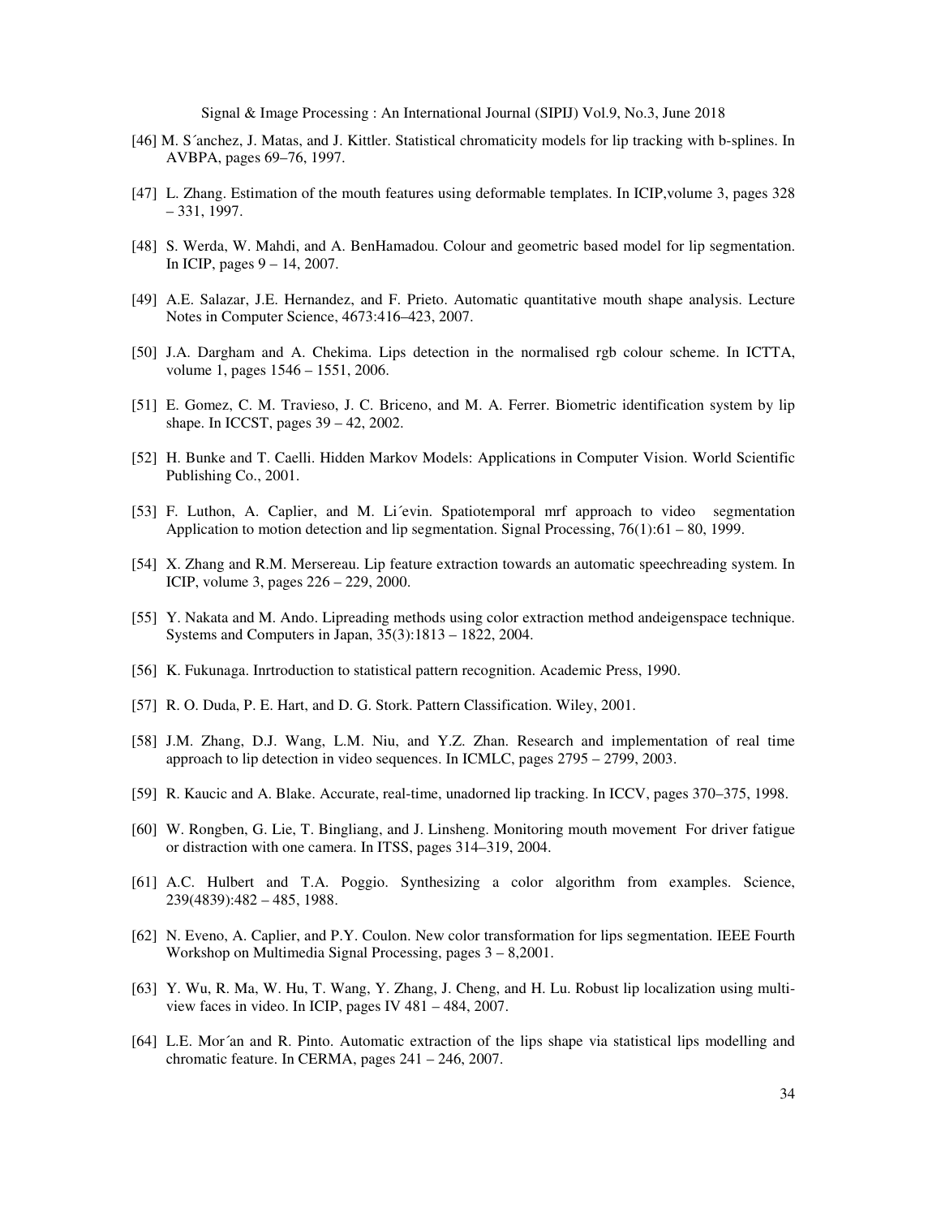[46] M. S´anchez, J. Matas, and J. Kittler. Statistical chromaticity models for lip tracking with b-splines. In AVBPA, pages 69–76, 1997.

[47] L. Zhang. Estimation of the mouth features using deformable templates. In ICIP,volume 3, pages 328 – 331, 1997.

[48] S. Werda, W. Mahdi, and A. BenHamadou. Colour and geometric based model for lip segmentation. In ICIP, pages 9 – 14, 2007.

[49] A.E. Salazar, J.E. Hernandez, and F. Prieto. Automatic quantitative mouth shape analysis. Lecture Notes in Computer Science, 4673:416–423, 2007.

[50] J.A. Dargham and A. Chekima. Lips detection in the normalised rgb colour scheme. In ICTTA, volume 1, pages 1546 – 1551, 2006.

[51] E. Gomez, C. M. Travieso, J. C. Briceno, and M. A. Ferrer. Biometric identification system by lip shape. In ICCST, pages 39 – 42, 2002.

[52] H. Bunke and T. Caelli. Hidden Markov Models: Applications in Computer Vision. World Scientific Publishing Co., 2001.

[53] F. Luthon, A. Caplier, and M. Li´evin. Spatiotemporal mrf approach to video segmentation Application to motion detection and lip segmentation. Signal Processing, 76(1):61 – 80, 1999.

[54] X. Zhang and R.M. Mersereau. Lip feature extraction towards an automatic speechreading system. In ICIP, volume 3, pages 226 – 229, 2000.

[55] Y. Nakata and M. Ando. Lipreading methods using color extraction method andeigenspace technique. Systems and Computers in Japan, 35(3):1813 – 1822, 2004.

[56] K. Fukunaga. Inrtroduction to statistical pattern recognition. Academic Press, 1990.

[57] R. O. Duda, P. E. Hart, and D. G. Stork. Pattern Classification. Wiley, 2001.

[58] J.M. Zhang, D.J. Wang, L.M. Niu, and Y.Z. Zhan. Research and implementation of real time approach to lip detection in video sequences. In ICMLC, pages 2795 – 2799, 2003.

[59] R. Kaucic and A. Blake. Accurate, real-time, unadorned lip tracking. In ICCV, pages 370–375, 1998.

[60] W. Rongben, G. Lie, T. Bingliang, and J. Linsheng. Monitoring mouth movement For driver fatigue or distraction with one camera. In ITSS, pages 314–319, 2004.

[61] A.C. Hulbert and T.A. Poggio. Synthesizing a color algorithm from examples. Science, 239(4839):482 – 485, 1988.

[62] N. Eveno, A. Caplier, and P.Y. Coulon. New color transformation for lips segmentation. IEEE Fourth Workshop on Multimedia Signal Processing, pages 3 – 8,2001.

[63] Y. Wu, R. Ma, W. Hu, T. Wang, Y. Zhang, J. Cheng, and H. Lu. Robust lip localization using multi-view faces in video. In ICIP, pages IV 481 – 484, 2007.

[64] L.E. Mor´an and R. Pinto. Automatic extraction of the lips shape via statistical lips modelling and chromatic feature. In CERMA, pages 241 – 246, 2007.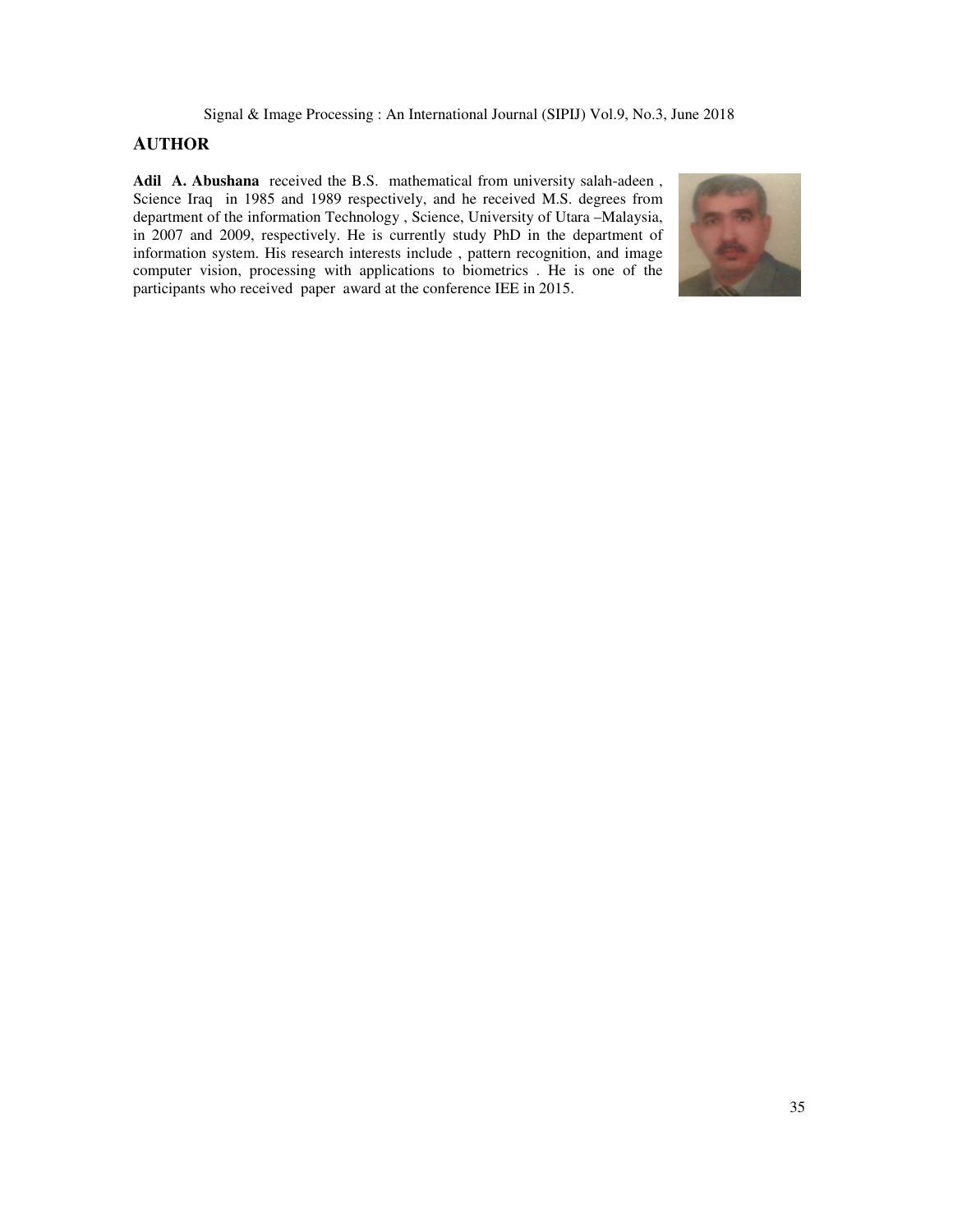## AUTHOR

**Adil A. Abushana** received the B.S. mathematical from university salah-adeen , Science Iraq in 1985 and 1989 respectively, and he received M.S. degrees from department of the information Technology , Science, University of Utara –Malaysia, in 2007 and 2009, respectively. He is currently study PhD in the department of information system. His research interests include , pattern recognition, and image computer vision, processing with applications to biometrics . He is one of the participants who received paper award at the conference IEE in 2015.